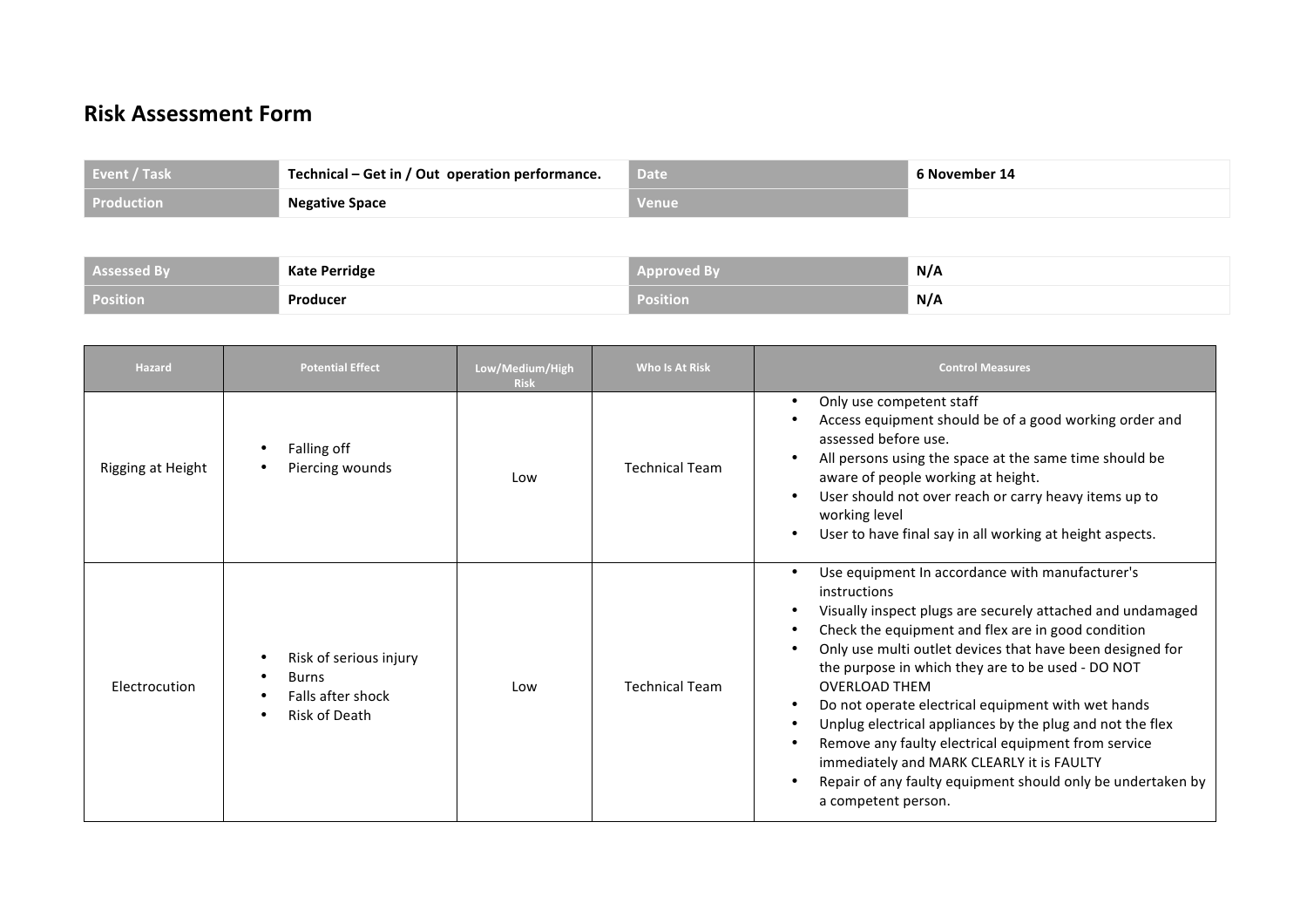# Risk Assessment Form

| Event / Task | Technical – Get in / Out operation performance. | Date | 6 November 14 |
|---|---|---|---|
| Production | Negative Space | Venue | |

| Assessed By | Kate Perridge | Approved By | N/A |
|---|---|---|---|
| Position | Producer | Position | N/A |

| Hazard | Potential Effect | Low/Medium/High Risk | Who Is At Risk | Control Measures |
|---|---|---|---|---|
| Rigging at Height | • Falling off<br>• Piercing wounds | Low | Technical Team | • Only use competent staff<br>• Access equipment should be of a good working order and assessed before use.<br>• All persons using the space at the same time should be aware of people working at height.<br>• User should not over reach or carry heavy items up to working level<br>• User to have final say in all working at height aspects. |
| Electrocution | • Risk of serious injury<br>• Burns<br>• Falls after shock<br>• Risk of Death | Low | Technical Team | • Use equipment In accordance with manufacturer's instructions<br>• Visually inspect plugs are securely attached and undamaged<br>• Check the equipment and flex are in good condition<br>• Only use multi outlet devices that have been designed for the purpose in which they are to be used - DO NOT OVERLOAD THEM<br>• Do not operate electrical equipment with wet hands<br>• Unplug electrical appliances by the plug and not the flex<br>• Remove any faulty electrical equipment from service immediately and MARK CLEARLY it is FAULTY<br>• Repair of any faulty equipment should only be undertaken by a competent person. |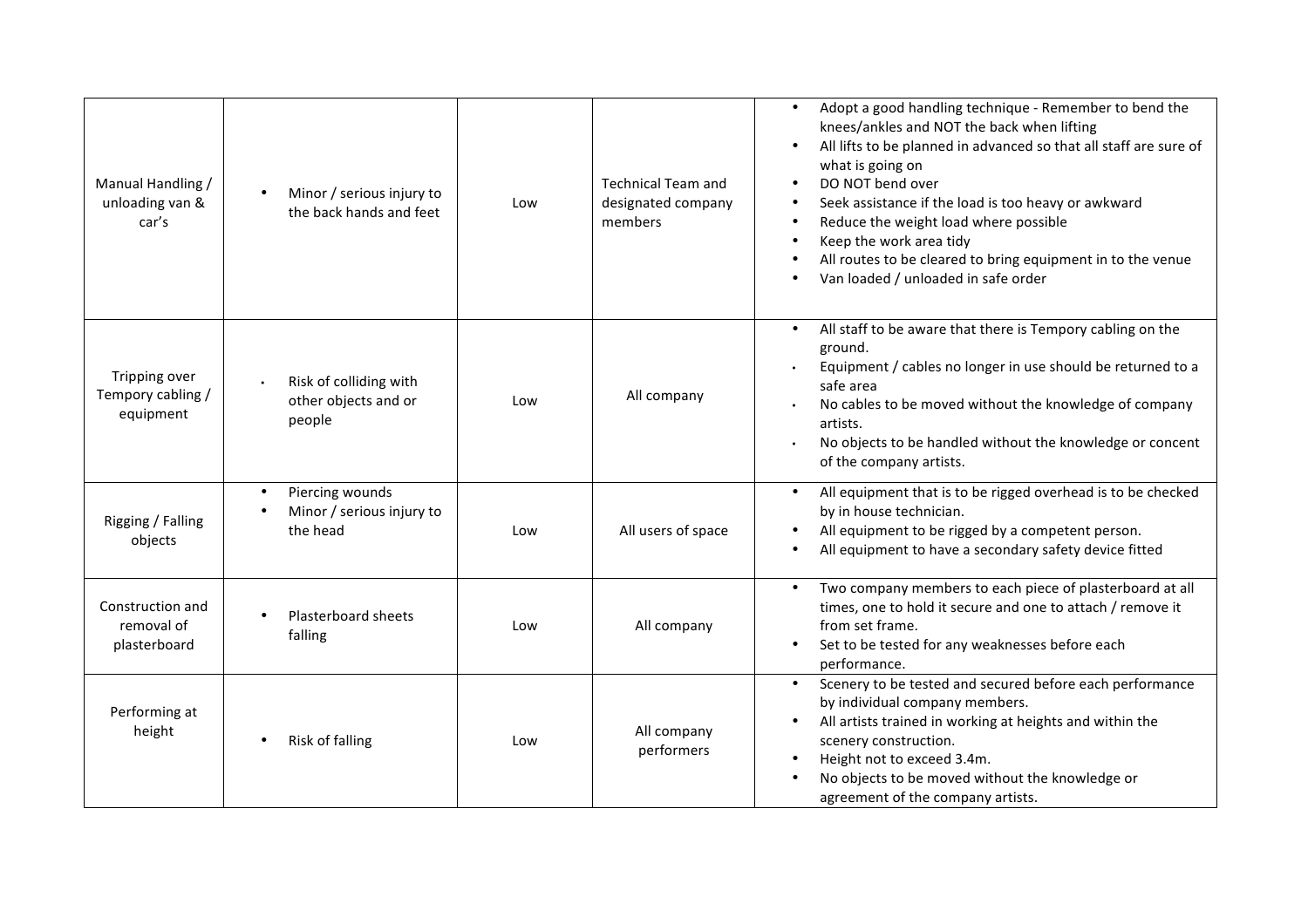| | | | | |
|---|---|---|---|---|
| Manual Handling / unloading van & car's | • Minor / serious injury to the back hands and feet | Low | Technical Team and designated company members | • Adopt a good handling technique - Remember to bend the knees/ankles and NOT the back when lifting<br>• All lifts to be planned in advanced so that all staff are sure of what is going on<br>• DO NOT bend over<br>• Seek assistance if the load is too heavy or awkward<br>• Reduce the weight load where possible<br>• Keep the work area tidy<br>• All routes to be cleared to bring equipment in to the venue<br>• Van loaded / unloaded in safe order |
| Tripping over Tempory cabling / equipment | • Risk of colliding with other objects and or people | Low | All company | • All staff to be aware that there is Tempory cabling on the ground.<br>• Equipment / cables no longer in use should be returned to a safe area<br>• No cables to be moved without the knowledge of company artists.<br>• No objects to be handled without the knowledge or concent of the company artists. |
| Rigging / Falling objects | • Piercing wounds<br>• Minor / serious injury to the head | Low | All users of space | • All equipment that is to be rigged overhead is to be checked by in house technician.<br>• All equipment to be rigged by a competent person.<br>• All equipment to have a secondary safety device fitted |
| Construction and removal of plasterboard | • Plasterboard sheets falling | Low | All company | • Two company members to each piece of plasterboard at all times, one to hold it secure and one to attach / remove it from set frame.<br>• Set to be tested for any weaknesses before each performance. |
| Performing at height | • Risk of falling | Low | All company performers | • Scenery to be tested and secured before each performance by individual company members.<br>• All artists trained in working at heights and within the scenery construction.<br>• Height not to exceed 3.4m.<br>• No objects to be moved without the knowledge or agreement of the company artists. |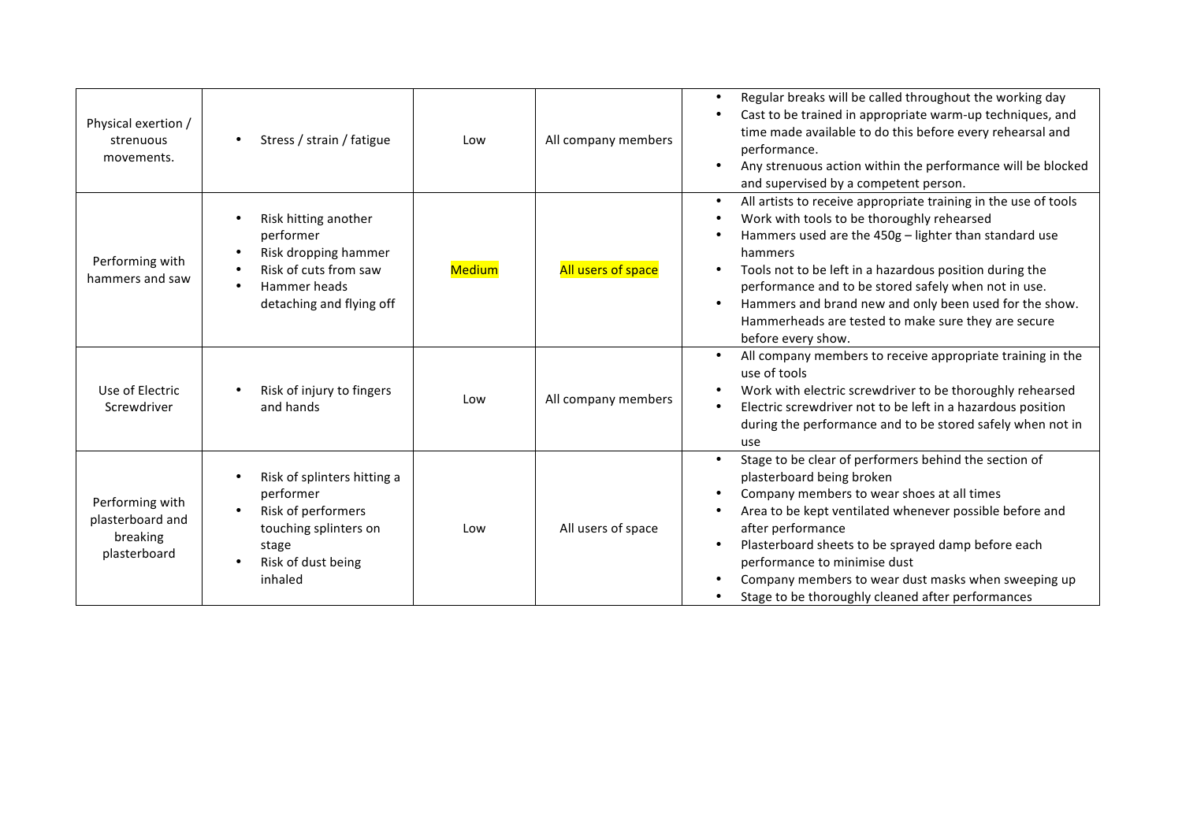| | | | | |
|---|---|---|---|---|
| Physical exertion / strenuous movements. | • Stress / strain / fatigue | Low | All company members | • Regular breaks will be called throughout the working day<br>• Cast to be trained in appropriate warm-up techniques, and time made available to do this before every rehearsal and performance.<br>• Any strenuous action within the performance will be blocked and supervised by a competent person. |
| Performing with hammers and saw | • Risk hitting another performer<br>• Risk dropping hammer<br>• Risk of cuts from saw<br>• Hammer heads detaching and flying off | Medium | All users of space | • All artists to receive appropriate training in the use of tools<br>• Work with tools to be thoroughly rehearsed<br>• Hammers used are the 450g – lighter than standard use hammers<br>• Tools not to be left in a hazardous position during the performance and to be stored safely when not in use.<br>• Hammers and brand new and only been used for the show. Hammerheads are tested to make sure they are secure before every show. |
| Use of Electric Screwdriver | • Risk of injury to fingers and hands | Low | All company members | • All company members to receive appropriate training in the use of tools<br>• Work with electric screwdriver to be thoroughly rehearsed<br>• Electric screwdriver not to be left in a hazardous position during the performance and to be stored safely when not in use |
| Performing with plasterboard and breaking plasterboard | • Risk of splinters hitting a performer<br>• Risk of performers touching splinters on stage<br>• Risk of dust being inhaled | Low | All users of space | • Stage to be clear of performers behind the section of plasterboard being broken<br>• Company members to wear shoes at all times<br>• Area to be kept ventilated whenever possible before and after performance<br>• Plasterboard sheets to be sprayed damp before each performance to minimise dust<br>• Company members to wear dust masks when sweeping up<br>• Stage to be thoroughly cleaned after performances |